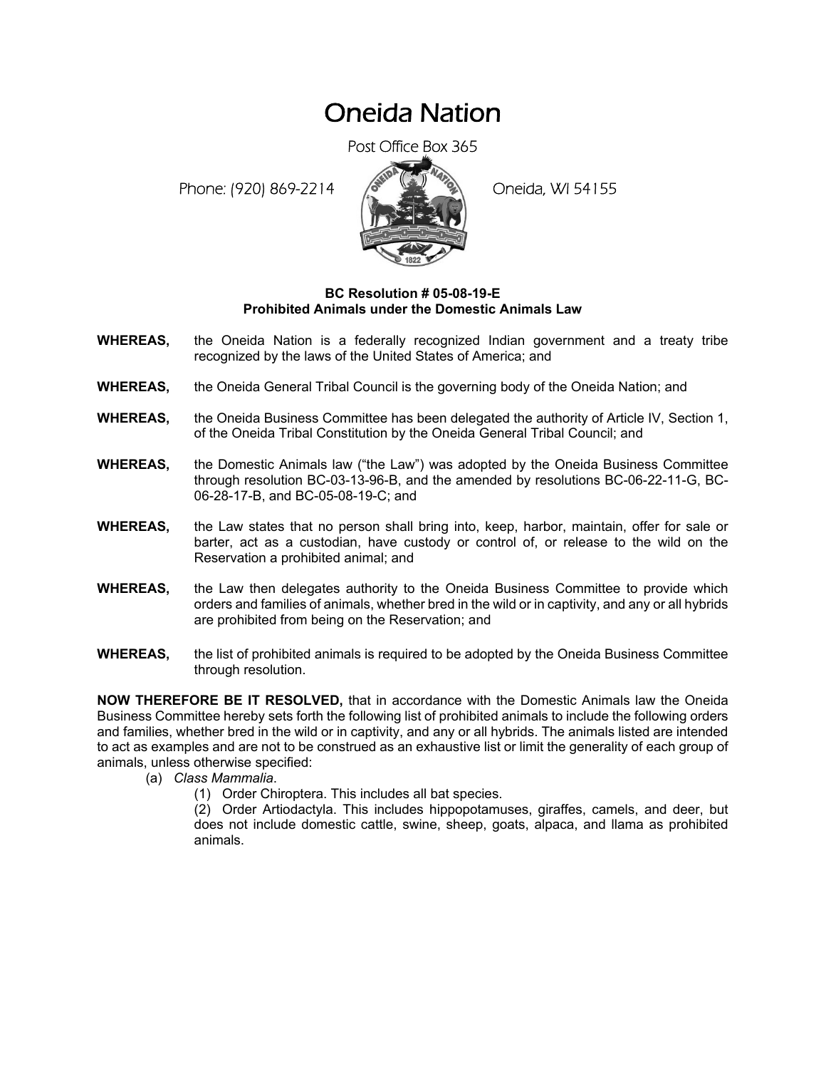# Oneida Nation

Post Office Box 365

Phone: (920) 869-2214 Oneida, WI 54155

**BC Resolution # 05-08-19-E**
**Prohibited Animals under the Domestic Animals Law**

**WHEREAS,** the Oneida Nation is a federally recognized Indian government and a treaty tribe recognized by the laws of the United States of America; and

**WHEREAS,** the Oneida General Tribal Council is the governing body of the Oneida Nation; and

**WHEREAS,** the Oneida Business Committee has been delegated the authority of Article IV, Section 1, of the Oneida Tribal Constitution by the Oneida General Tribal Council; and

**WHEREAS,** the Domestic Animals law ("the Law") was adopted by the Oneida Business Committee through resolution BC-03-13-96-B, and the amended by resolutions BC-06-22-11-G, BC-06-28-17-B, and BC-05-08-19-C; and

**WHEREAS,** the Law states that no person shall bring into, keep, harbor, maintain, offer for sale or barter, act as a custodian, have custody or control of, or release to the wild on the Reservation a prohibited animal; and

**WHEREAS,** the Law then delegates authority to the Oneida Business Committee to provide which orders and families of animals, whether bred in the wild or in captivity, and any or all hybrids are prohibited from being on the Reservation; and

**WHEREAS,** the list of prohibited animals is required to be adopted by the Oneida Business Committee through resolution.

**NOW THEREFORE BE IT RESOLVED,** that in accordance with the Domestic Animals law the Oneida Business Committee hereby sets forth the following list of prohibited animals to include the following orders and families, whether bred in the wild or in captivity, and any or all hybrids. The animals listed are intended to act as examples and are not to be construed as an exhaustive list or limit the generality of each group of animals, unless otherwise specified:

(a) *Class Mammalia*.

(1) Order Chiroptera. This includes all bat species.

(2) Order Artiodactyla. This includes hippopotamuses, giraffes, camels, and deer, but does not include domestic cattle, swine, sheep, goats, alpaca, and llama as prohibited animals.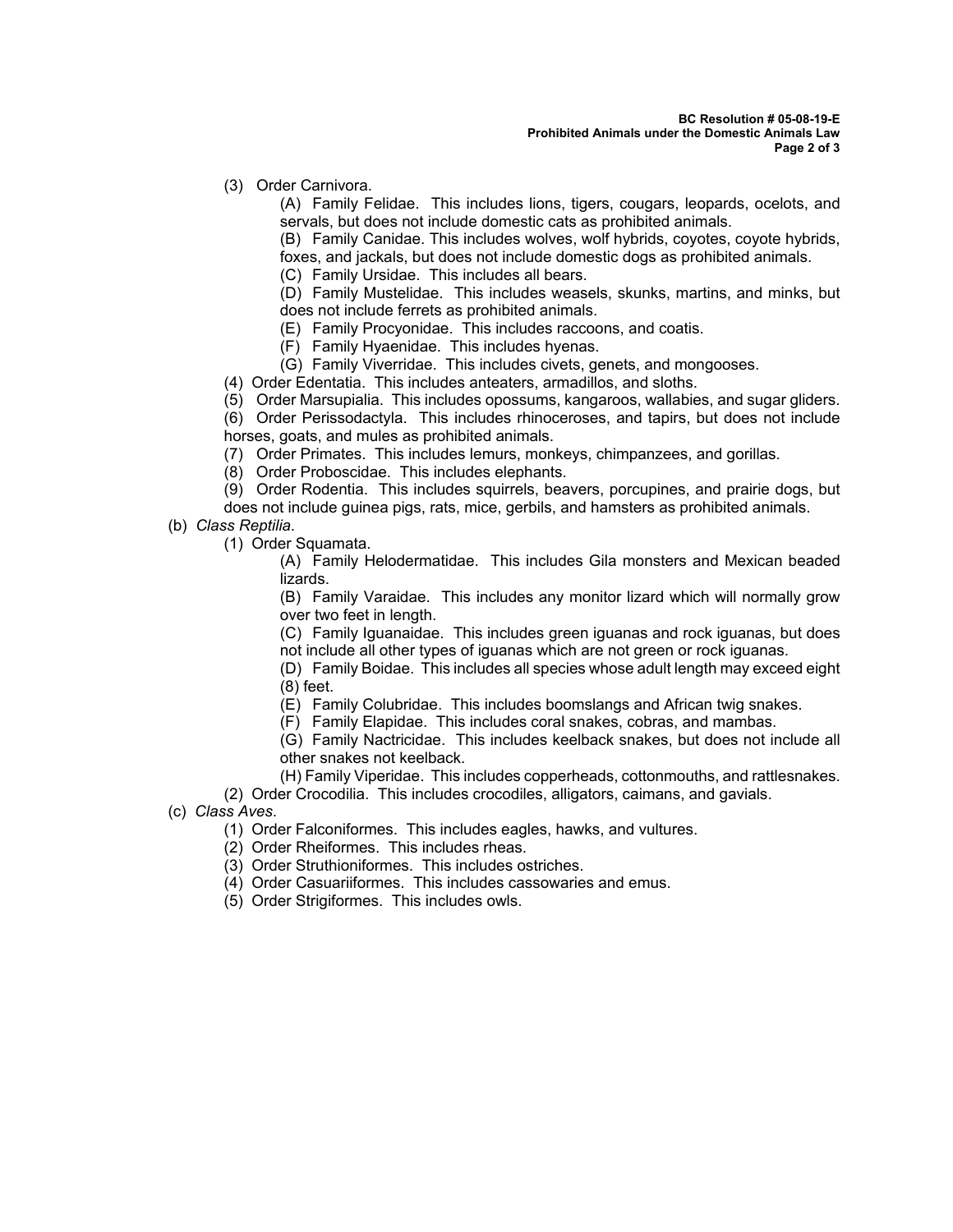(3) Order Carnivora.

(A) Family Felidae. This includes lions, tigers, cougars, leopards, ocelots, and servals, but does not include domestic cats as prohibited animals.

(B) Family Canidae. This includes wolves, wolf hybrids, coyotes, coyote hybrids, foxes, and jackals, but does not include domestic dogs as prohibited animals.

(C) Family Ursidae. This includes all bears.

(D) Family Mustelidae. This includes weasels, skunks, martins, and minks, but does not include ferrets as prohibited animals.

(E) Family Procyonidae. This includes raccoons, and coatis.

(F) Family Hyaenidae. This includes hyenas.

(G) Family Viverridae. This includes civets, genets, and mongooses.

(4) Order Edentatia. This includes anteaters, armadillos, and sloths.

(5) Order Marsupialia. This includes opossums, kangaroos, wallabies, and sugar gliders.

(6) Order Perissodactyla. This includes rhinoceroses, and tapirs, but does not include horses, goats, and mules as prohibited animals.

(7) Order Primates. This includes lemurs, monkeys, chimpanzees, and gorillas.

(8) Order Proboscidae. This includes elephants.

(9) Order Rodentia. This includes squirrels, beavers, porcupines, and prairie dogs, but does not include guinea pigs, rats, mice, gerbils, and hamsters as prohibited animals.

(b) *Class Reptilia*.

(1) Order Squamata.

(A) Family Helodermatidae. This includes Gila monsters and Mexican beaded lizards.

(B) Family Varaidae. This includes any monitor lizard which will normally grow over two feet in length.

(C) Family Iguanaidae. This includes green iguanas and rock iguanas, but does not include all other types of iguanas which are not green or rock iguanas.

(D) Family Boidae. This includes all species whose adult length may exceed eight (8) feet.

(E) Family Colubridae. This includes boomslangs and African twig snakes.

(F) Family Elapidae. This includes coral snakes, cobras, and mambas.

(G) Family Nactricidae. This includes keelback snakes, but does not include all other snakes not keelback.

(H) Family Viperidae. This includes copperheads, cottonmouths, and rattlesnakes.

(2) Order Crocodilia. This includes crocodiles, alligators, caimans, and gavials.

(c) *Class Aves*.

(1) Order Falconiformes. This includes eagles, hawks, and vultures.

(2) Order Rheiformes. This includes rheas.

(3) Order Struthioniformes. This includes ostriches.

(4) Order Casuariiformes. This includes cassowaries and emus.

(5) Order Strigiformes. This includes owls.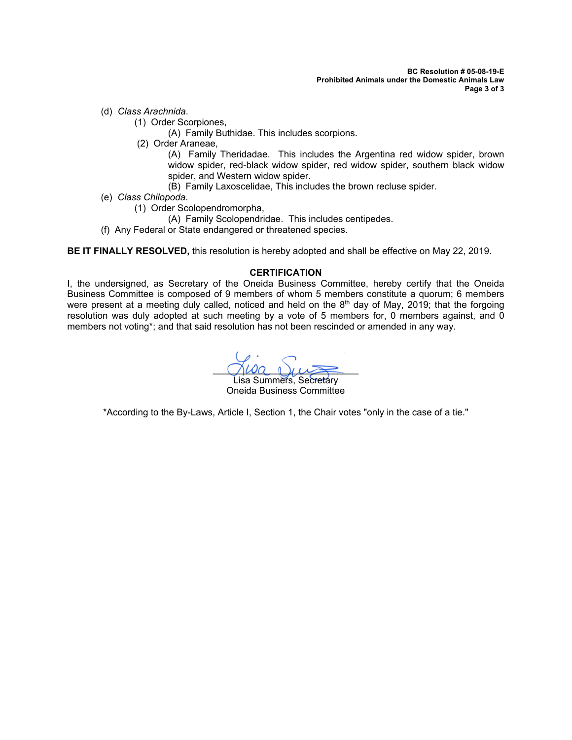(d) *Class Arachnida*.

(1) Order Scorpiones,

(A) Family Buthidae. This includes scorpions.

(2) Order Araneae,

(A) Family Theridadae. This includes the Argentina red widow spider, brown widow spider, red-black widow spider, red widow spider, southern black widow spider, and Western widow spider.

(B) Family Laxoscelidae, This includes the brown recluse spider.

(e) *Class Chilopoda*.

(1) Order Scolopendromorpha,

(A) Family Scolopendridae. This includes centipedes.

(f) Any Federal or State endangered or threatened species.

**BE IT FINALLY RESOLVED,** this resolution is hereby adopted and shall be effective on May 22, 2019.

**CERTIFICATION**

I, the undersigned, as Secretary of the Oneida Business Committee, hereby certify that the Oneida Business Committee is composed of 9 members of whom 5 members constitute a quorum; 6 members were present at a meeting duly called, noticed and held on the 8th day of May, 2019; that the forgoing resolution was duly adopted at such meeting by a vote of 5 members for, 0 members against, and 0 members not voting*; and that said resolution has not been rescinded or amended in any way.

Lisa Summers, Secretary
Oneida Business Committee

*According to the By-Laws, Article I, Section 1, the Chair votes "only in the case of a tie."